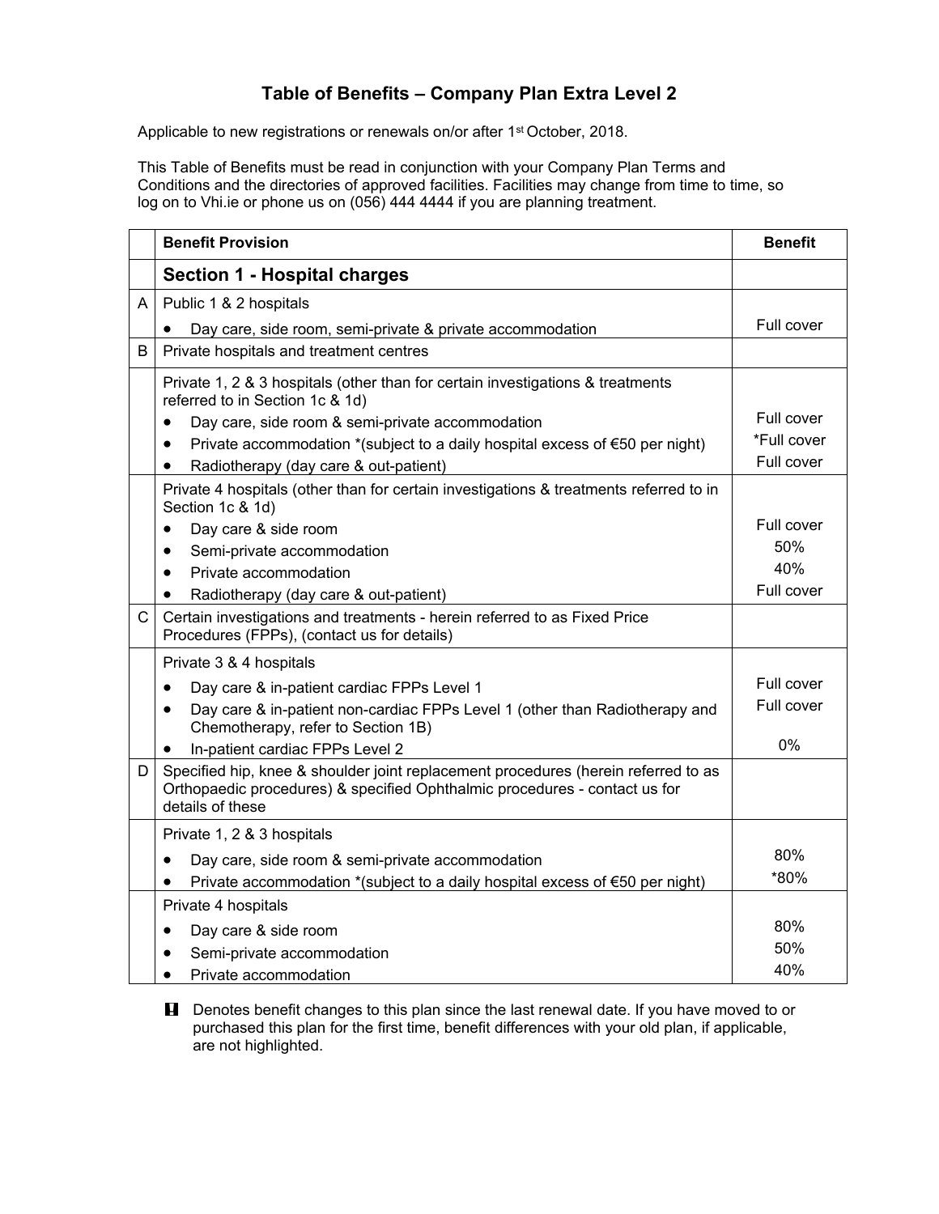# Table of Benefits – Company Plan Extra Level 2

Applicable to new registrations or renewals on/or after 1st October, 2018.

This Table of Benefits must be read in conjunction with your Company Plan Terms and Conditions and the directories of approved facilities. Facilities may change from time to time, so log on to Vhi.ie or phone us on (056) 444 4444 if you are planning treatment.

| | Benefit Provision | Benefit |
|---|---|---|
| | **Section 1 - Hospital charges** | |
| A | Public 1 & 2 hospitals | |
| | • Day care, side room, semi-private & private accommodation | Full cover |
| B | Private hospitals and treatment centres | |
| | Private 1, 2 & 3 hospitals (other than for certain investigations & treatments referred to in Section 1c & 1d) | |
| | • Day care, side room & semi-private accommodation | Full cover |
| | • Private accommodation *(subject to a daily hospital excess of €50 per night) | *Full cover |
| | • Radiotherapy (day care & out-patient) | Full cover |
| | Private 4 hospitals (other than for certain investigations & treatments referred to in Section 1c & 1d) | |
| | • Day care & side room | Full cover |
| | • Semi-private accommodation | 50% |
| | • Private accommodation | 40% |
| | • Radiotherapy (day care & out-patient) | Full cover |
| C | Certain investigations and treatments - herein referred to as Fixed Price Procedures (FPPs), (contact us for details) | |
| | Private 3 & 4 hospitals | |
| | • Day care & in-patient cardiac FPPs Level 1 | Full cover |
| | • Day care & in-patient non-cardiac FPPs Level 1 (other than Radiotherapy and Chemotherapy, refer to Section 1B) | Full cover |
| | • In-patient cardiac FPPs Level 2 | 0% |
| D | Specified hip, knee & shoulder joint replacement procedures (herein referred to as Orthopaedic procedures) & specified Ophthalmic procedures - contact us for details of these | |
| | Private 1, 2 & 3 hospitals | |
| | • Day care, side room & semi-private accommodation | 80% |
| | • Private accommodation *(subject to a daily hospital excess of €50 per night) | *80% |
| | Private 4 hospitals | |
| | • Day care & side room | 80% |
| | • Semi-private accommodation | 50% |
| | • Private accommodation | 40% |

**!** Denotes benefit changes to this plan since the last renewal date. If you have moved to or purchased this plan for the first time, benefit differences with your old plan, if applicable, are not highlighted.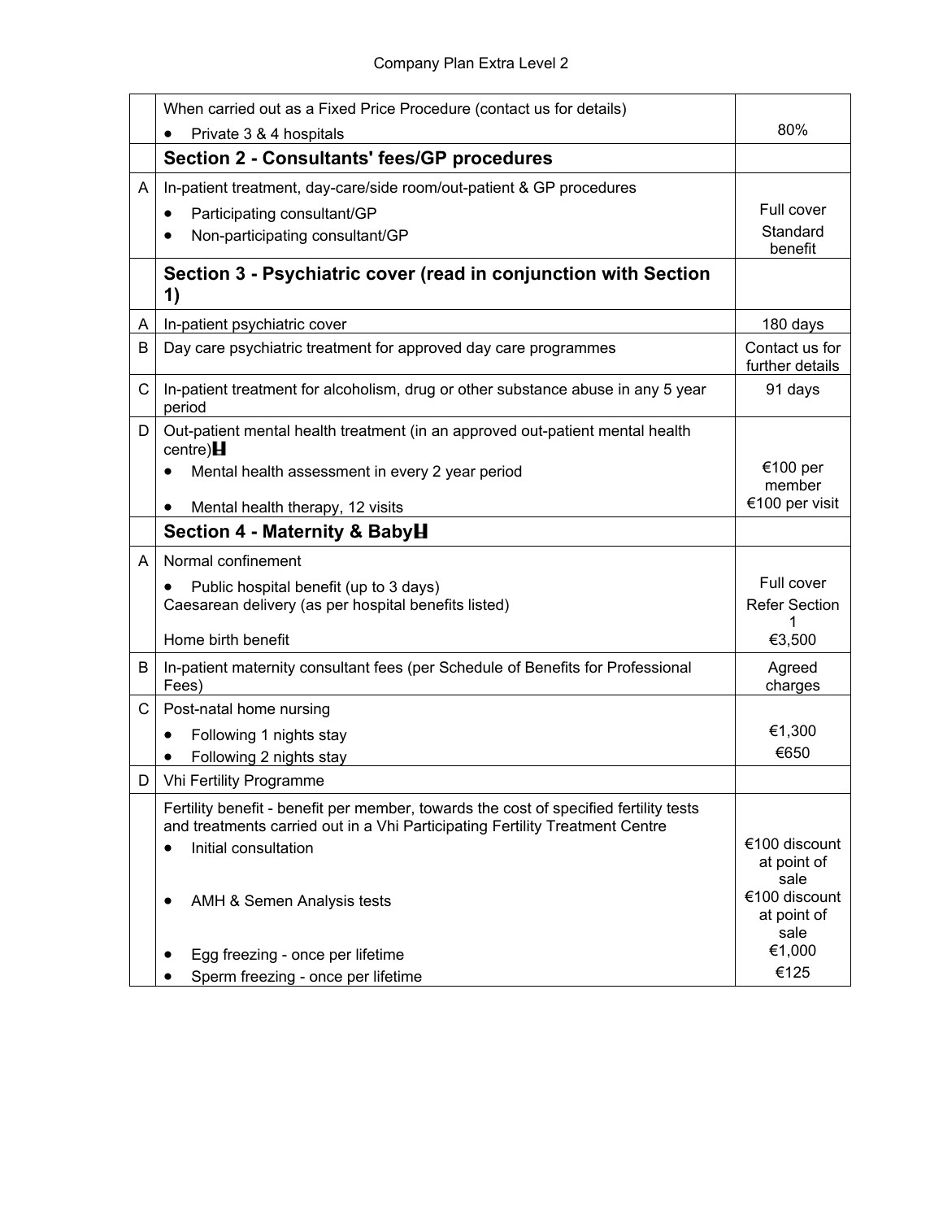| | | |
|---|---|---|
| | When carried out as a Fixed Price Procedure (contact us for details)<br>• Private 3 & 4 hospitals | 80% |
| | **Section 2 - Consultants' fees/GP procedures** | |
| A | In-patient treatment, day-care/side room/out-patient & GP procedures<br>• Participating consultant/GP<br>• Non-participating consultant/GP | Full cover<br>Standard benefit |
| | **Section 3 - Psychiatric cover (read in conjunction with Section 1)** | |
| A | In-patient psychiatric cover | 180 days |
| B | Day care psychiatric treatment for approved day care programmes | Contact us for further details |
| C | In-patient treatment for alcoholism, drug or other substance abuse in any 5 year period | 91 days |
| D | Out-patient mental health treatment (in an approved out-patient mental health centre)H<br>• Mental health assessment in every 2 year period<br>• Mental health therapy, 12 visits | €100 per member<br>€100 per visit |
| | **Section 4 - Maternity & BabyH** | |
| A | Normal confinement<br>• Public hospital benefit (up to 3 days)<br>Caesarean delivery (as per hospital benefits listed)<br>Home birth benefit | Full cover<br>Refer Section 1<br>€3,500 |
| B | In-patient maternity consultant fees (per Schedule of Benefits for Professional Fees) | Agreed charges |
| C | Post-natal home nursing<br>• Following 1 nights stay<br>• Following 2 nights stay | €1,300<br>€650 |
| D | Vhi Fertility Programme | |
| | Fertility benefit - benefit per member, towards the cost of specified fertility tests and treatments carried out in a Vhi Participating Fertility Treatment Centre<br>• Initial consultation<br>• AMH & Semen Analysis tests<br>• Egg freezing - once per lifetime<br>• Sperm freezing - once per lifetime | €100 discount at point of sale<br>€100 discount at point of sale<br>€1,000<br>€125 |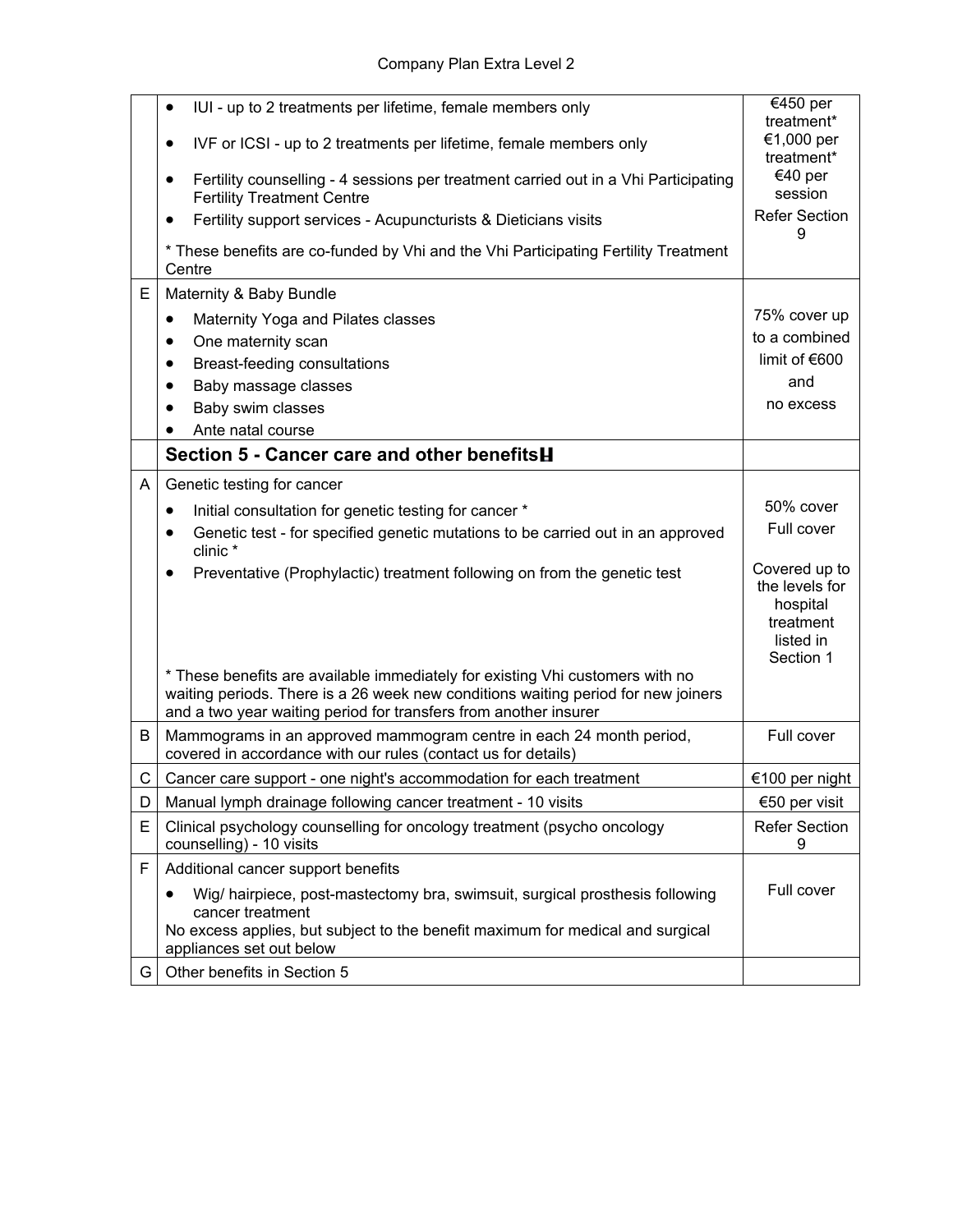| | | |
|---|---|---|
| | • IUI - up to 2 treatments per lifetime, female members only<br>• IVF or ICSI - up to 2 treatments per lifetime, female members only<br>• Fertility counselling - 4 sessions per treatment carried out in a Vhi Participating Fertility Treatment Centre<br>• Fertility support services - Acupuncturists & Dieticians visits<br><br>* These benefits are co-funded by Vhi and the Vhi Participating Fertility Treatment Centre | €450 per treatment*<br>€1,000 per treatment*<br>€40 per session<br>Refer Section 9 |
| E | Maternity & Baby Bundle<br>• Maternity Yoga and Pilates classes<br>• One maternity scan<br>• Breast-feeding consultations<br>• Baby massage classes<br>• Baby swim classes<br>• Ante natal course | 75% cover up to a combined limit of €600 and no excess |
| | **Section 5 - Cancer care and other benefits** | |
| A | Genetic testing for cancer<br>• Initial consultation for genetic testing for cancer *<br>• Genetic test - for specified genetic mutations to be carried out in an approved clinic *<br>• Preventative (Prophylactic) treatment following on from the genetic test<br><br>* These benefits are available immediately for existing Vhi customers with no waiting periods. There is a 26 week new conditions waiting period for new joiners and a two year waiting period for transfers from another insurer | 50% cover<br>Full cover<br>Covered up to the levels for hospital treatment listed in Section 1 |
| B | Mammograms in an approved mammogram centre in each 24 month period, covered in accordance with our rules (contact us for details) | Full cover |
| C | Cancer care support - one night's accommodation for each treatment | €100 per night |
| D | Manual lymph drainage following cancer treatment - 10 visits | €50 per visit |
| E | Clinical psychology counselling for oncology treatment (psycho oncology counselling) - 10 visits | Refer Section 9 |
| F | Additional cancer support benefits<br>• Wig/ hairpiece, post-mastectomy bra, swimsuit, surgical prosthesis following cancer treatment<br>No excess applies, but subject to the benefit maximum for medical and surgical appliances set out below | Full cover |
| G | Other benefits in Section 5 | |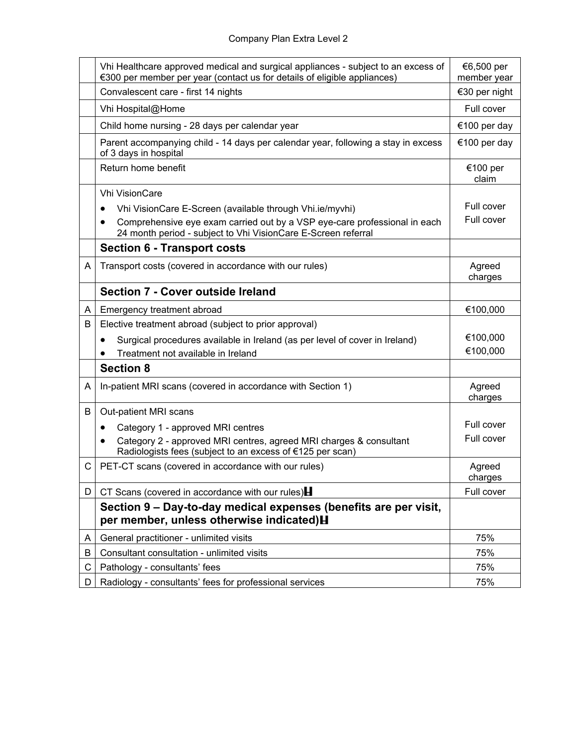| | | |
|---|---|---|
| | Vhi Healthcare approved medical and surgical appliances - subject to an excess of €300 per member per year (contact us for details of eligible appliances) | €6,500 per member year |
| | Convalescent care - first 14 nights | €30 per night |
| | Vhi Hospital@Home | Full cover |
| | Child home nursing - 28 days per calendar year | €100 per day |
| | Parent accompanying child - 14 days per calendar year, following a stay in excess of 3 days in hospital | €100 per day |
| | Return home benefit | €100 per claim |
| | Vhi VisionCare<br>• Vhi VisionCare E-Screen (available through Vhi.ie/myvhi)<br>• Comprehensive eye exam carried out by a VSP eye-care professional in each 24 month period - subject to Vhi VisionCare E-Screen referral | <br>Full cover<br>Full cover |
| | **Section 6 - Transport costs** | |
| A | Transport costs (covered in accordance with our rules) | Agreed charges |
| | **Section 7 - Cover outside Ireland** | |
| A | Emergency treatment abroad | €100,000 |
| B | Elective treatment abroad (subject to prior approval)<br>• Surgical procedures available in Ireland (as per level of cover in Ireland)<br>• Treatment not available in Ireland | <br>€100,000<br>€100,000 |
| | **Section 8** | |
| A | In-patient MRI scans (covered in accordance with Section 1) | Agreed charges |
| B | Out-patient MRI scans<br>• Category 1 - approved MRI centres<br>• Category 2 - approved MRI centres, agreed MRI charges & consultant Radiologists fees (subject to an excess of €125 per scan) | <br>Full cover<br>Full cover |
| C | PET-CT scans (covered in accordance with our rules) | Agreed charges |
| D | CT Scans (covered in accordance with our rules)H | Full cover |
| | **Section 9 – Day-to-day medical expenses (benefits are per visit, per member, unless otherwise indicated)H** | |
| A | General practitioner - unlimited visits | 75% |
| B | Consultant consultation - unlimited visits | 75% |
| C | Pathology - consultants' fees | 75% |
| D | Radiology - consultants' fees for professional services | 75% |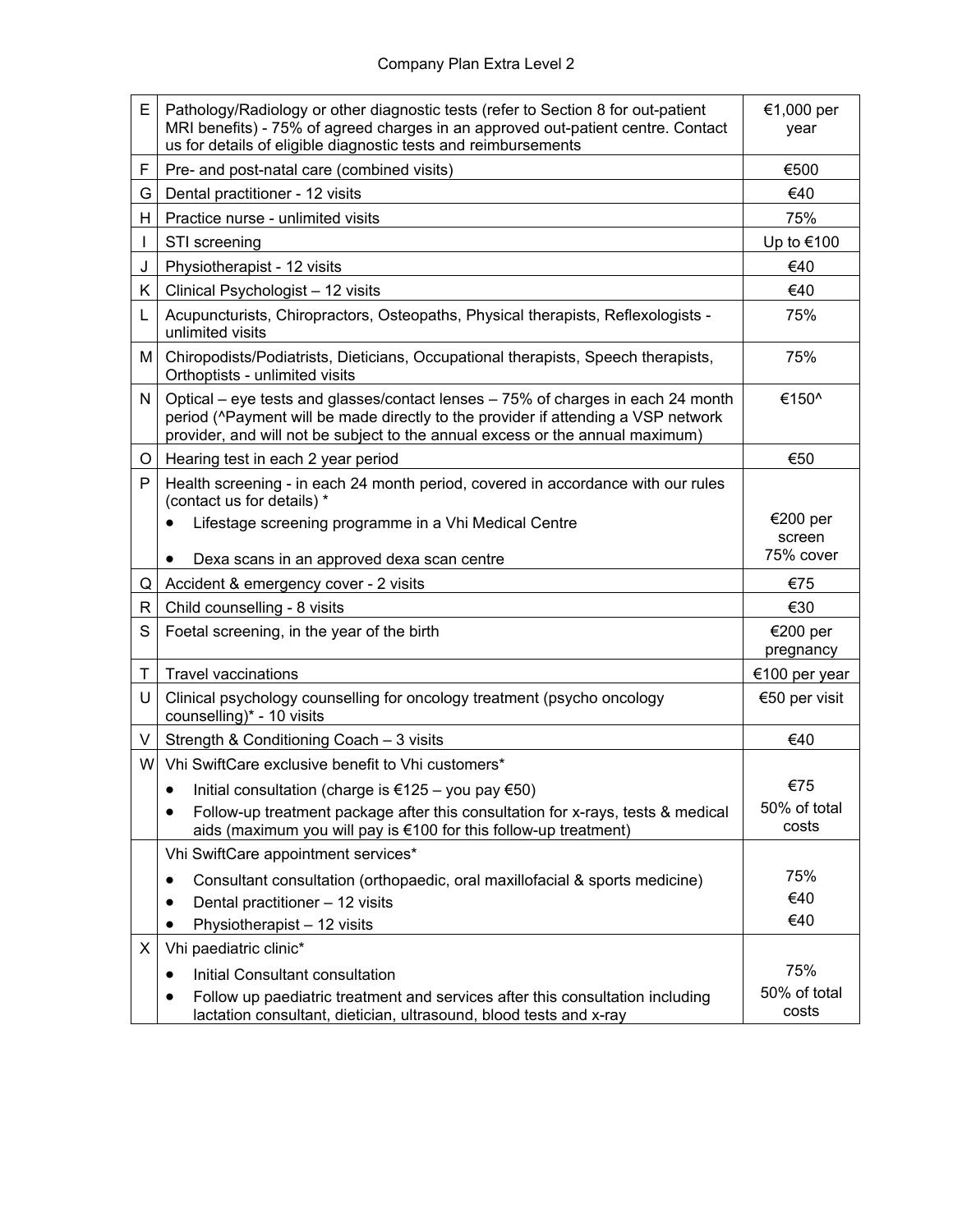| | | |
|---|---|---|
| E | Pathology/Radiology or other diagnostic tests (refer to Section 8 for out-patient MRI benefits) - 75% of agreed charges in an approved out-patient centre. Contact us for details of eligible diagnostic tests and reimbursements | €1,000 per year |
| F | Pre- and post-natal care (combined visits) | €500 |
| G | Dental practitioner - 12 visits | €40 |
| H | Practice nurse - unlimited visits | 75% |
| I | STI screening | Up to €100 |
| J | Physiotherapist - 12 visits | €40 |
| K | Clinical Psychologist – 12 visits | €40 |
| L | Acupuncturists, Chiropractors, Osteopaths, Physical therapists, Reflexologists - unlimited visits | 75% |
| M | Chiropodists/Podiatrists, Dieticians, Occupational therapists, Speech therapists, Orthoptists - unlimited visits | 75% |
| N | Optical – eye tests and glasses/contact lenses – 75% of charges in each 24 month period (^Payment will be made directly to the provider if attending a VSP network provider, and will not be subject to the annual excess or the annual maximum) | €150^ |
| O | Hearing test in each 2 year period | €50 |
| P | Health screening - in each 24 month period, covered in accordance with our rules (contact us for details) * <br>• Lifestage screening programme in a Vhi Medical Centre <br>• Dexa scans in an approved dexa scan centre | <br>€200 per screen <br>75% cover |
| Q | Accident & emergency cover - 2 visits | €75 |
| R | Child counselling - 8 visits | €30 |
| S | Foetal screening, in the year of the birth | €200 per pregnancy |
| T | Travel vaccinations | €100 per year |
| U | Clinical psychology counselling for oncology treatment (psycho oncology counselling)* - 10 visits | €50 per visit |
| V | Strength & Conditioning Coach – 3 visits | €40 |
| W | Vhi SwiftCare exclusive benefit to Vhi customers* <br>• Initial consultation (charge is €125 – you pay €50) <br>• Follow-up treatment package after this consultation for x-rays, tests & medical aids (maximum you will pay is €100 for this follow-up treatment) | <br>€75 <br>50% of total costs |
| | Vhi SwiftCare appointment services* <br>• Consultant consultation (orthopaedic, oral maxillofacial & sports medicine) <br>• Dental practitioner – 12 visits <br>• Physiotherapist – 12 visits | <br>75% <br>€40 <br>€40 |
| X | Vhi paediatric clinic* <br>• Initial Consultant consultation <br>• Follow up paediatric treatment and services after this consultation including lactation consultant, dietician, ultrasound, blood tests and x-ray | <br>75% <br>50% of total costs |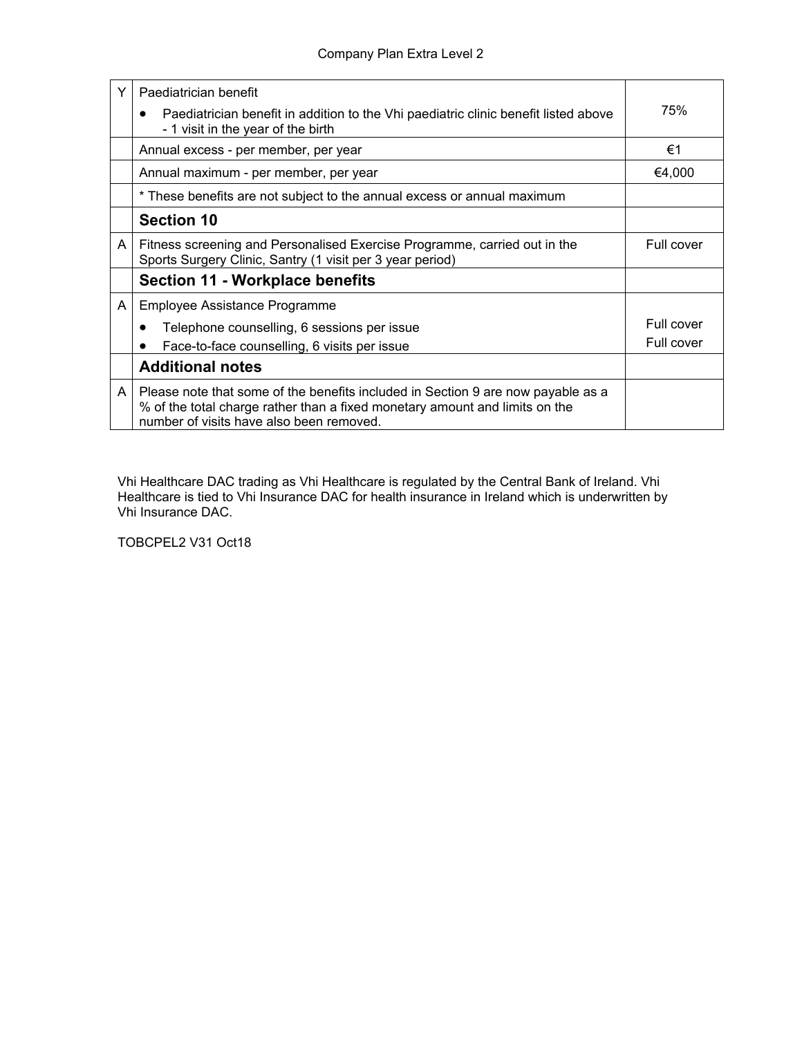| | | |
|---|---|---|
| Y | Paediatrician benefit<br>• Paediatrician benefit in addition to the Vhi paediatric clinic benefit listed above - 1 visit in the year of the birth | 75% |
| | Annual excess - per member, per year | €1 |
| | Annual maximum - per member, per year | €4,000 |
| | * These benefits are not subject to the annual excess or annual maximum | |
| | **Section 10** | |
| A | Fitness screening and Personalised Exercise Programme, carried out in the Sports Surgery Clinic, Santry (1 visit per 3 year period) | Full cover |
| | **Section 11 - Workplace benefits** | |
| A | Employee Assistance Programme<br>• Telephone counselling, 6 sessions per issue<br>• Face-to-face counselling, 6 visits per issue | <br>Full cover<br>Full cover |
| | **Additional notes** | |
| A | Please note that some of the benefits included in Section 9 are now payable as a % of the total charge rather than a fixed monetary amount and limits on the number of visits have also been removed. | |

Vhi Healthcare DAC trading as Vhi Healthcare is regulated by the Central Bank of Ireland. Vhi Healthcare is tied to Vhi Insurance DAC for health insurance in Ireland which is underwritten by Vhi Insurance DAC.

TOBCPEL2 V31 Oct18